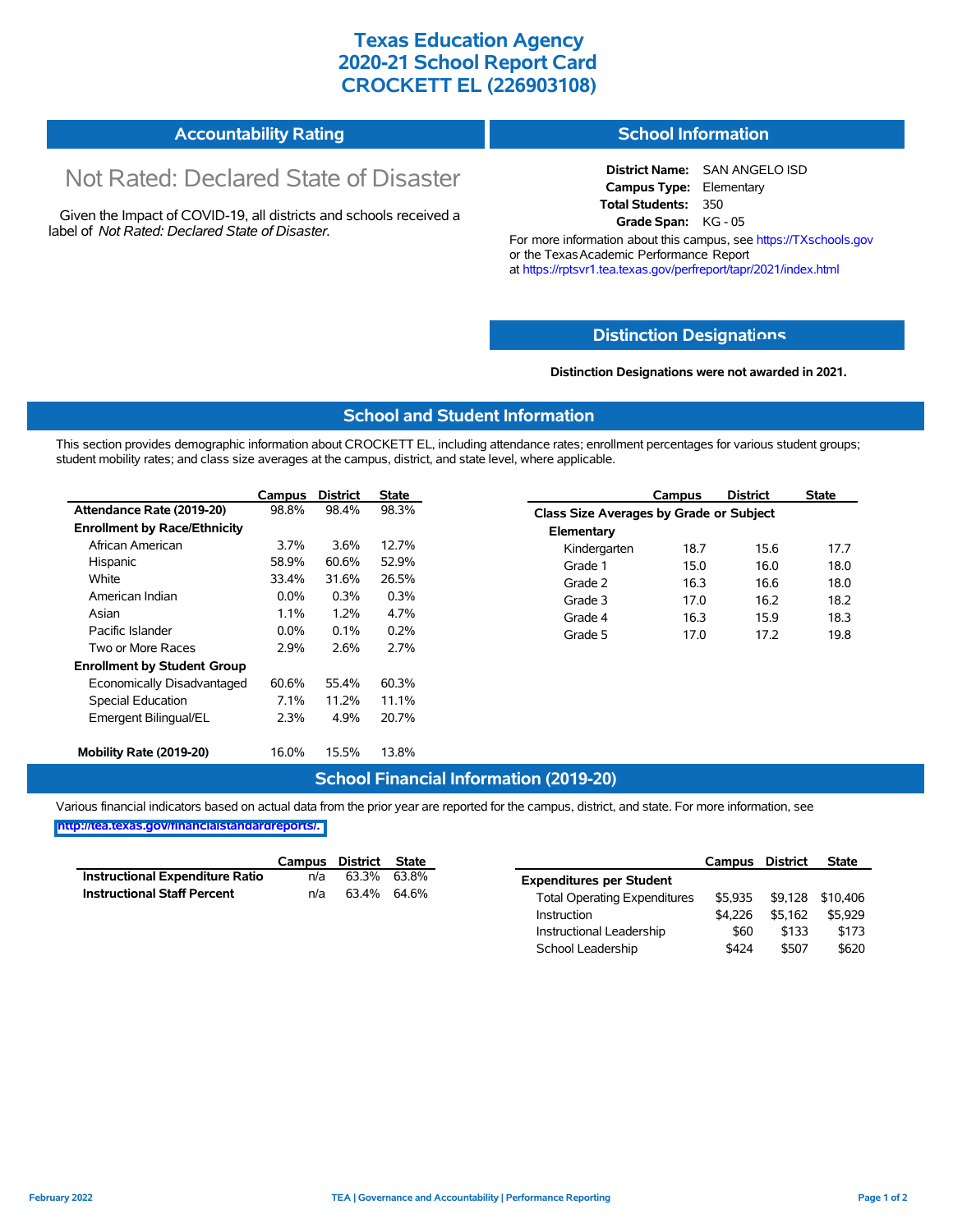# Texas Education Agency
# 2020-21 School Report Card
# CROCKETT EL (226903108)

## Accountability Rating

Not Rated: Declared State of Disaster

Given the Impact of COVID-19, all districts and schools received a label of *Not Rated: Declared State of Disaster*.

## School Information

**District Name:** SAN ANGELO ISD
**Campus Type:** Elementary
**Total Students:** 350
**Grade Span:** KG - 05

For more information about this campus, see https://TXschools.gov or the Texas Academic Performance Report at https://rptsvr1.tea.texas.gov/perfreport/tapr/2021/index.html

## Distinction Designations

**Distinction Designations were not awarded in 2021.**

## School and Student Information

This section provides demographic information about CROCKETT EL, including attendance rates; enrollment percentages for various student groups; student mobility rates; and class size averages at the campus, district, and state level, where applicable.

| | Campus | District | State |
|---|---|---|---|
| **Attendance Rate (2019-20)** | 98.8% | 98.4% | 98.3% |
| **Enrollment by Race/Ethnicity** | | | |
| African American | 3.7% | 3.6% | 12.7% |
| Hispanic | 58.9% | 60.6% | 52.9% |
| White | 33.4% | 31.6% | 26.5% |
| American Indian | 0.0% | 0.3% | 0.3% |
| Asian | 1.1% | 1.2% | 4.7% |
| Pacific Islander | 0.0% | 0.1% | 0.2% |
| Two or More Races | 2.9% | 2.6% | 2.7% |
| **Enrollment by Student Group** | | | |
| Economically Disadvantaged | 60.6% | 55.4% | 60.3% |
| Special Education | 7.1% | 11.2% | 11.1% |
| Emergent Bilingual/EL | 2.3% | 4.9% | 20.7% |
| **Mobility Rate (2019-20)** | 16.0% | 15.5% | 13.8% |

| | Campus | District | State |
|---|---|---|---|
| **Class Size Averages by Grade or Subject** | | | |
| **Elementary** | | | |
| Kindergarten | 18.7 | 15.6 | 17.7 |
| Grade 1 | 15.0 | 16.0 | 18.0 |
| Grade 2 | 16.3 | 16.6 | 18.0 |
| Grade 3 | 17.0 | 16.2 | 18.2 |
| Grade 4 | 16.3 | 15.9 | 18.3 |
| Grade 5 | 17.0 | 17.2 | 19.8 |

## School Financial Information (2019-20)

Various financial indicators based on actual data from the prior year are reported for the campus, district, and state. For more information, see http://tea.texas.gov/financialstandardreports/.

| | Campus | District | State |
|---|---|---|---|
| **Instructional Expenditure Ratio** | n/a | 63.3% | 63.8% |
| **Instructional Staff Percent** | n/a | 63.4% | 64.6% |

| | Campus | District | State |
|---|---|---|---|
| **Expenditures per Student** | | | |
| Total Operating Expenditures | $5,935 | $9,128 | $10,406 |
| Instruction | $4,226 | $5,162 | $5,929 |
| Instructional Leadership | $60 | $133 | $173 |
| School Leadership | $424 | $507 | $620 |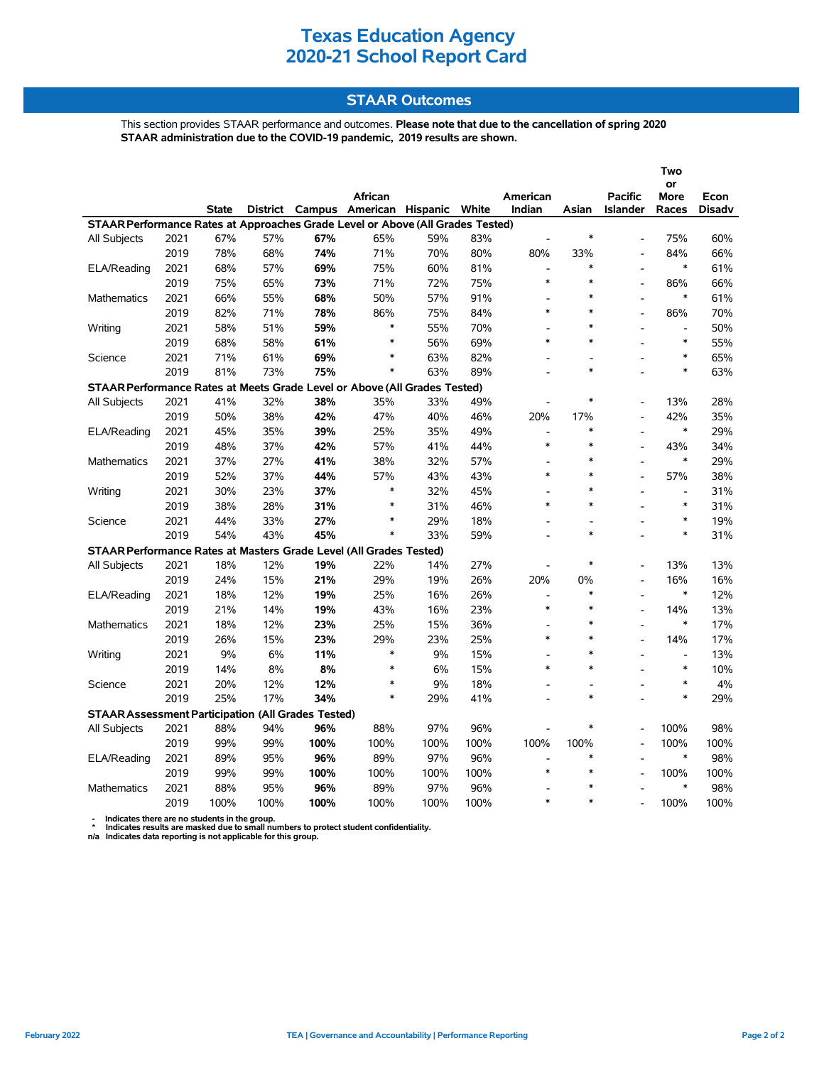# Texas Education Agency
# 2020-21 School Report Card

## STAAR Outcomes

This section provides STAAR performance and outcomes. **Please note that due to the cancellation of spring 2020 STAAR administration due to the COVID-19 pandemic, 2019 results are shown.**

| | | State | District | Campus | African American | Hispanic | White | American Indian | Asian | Pacific Islander | Two or More Races | Econ Disadv |
|---|---|---|---|---|---|---|---|---|---|---|---|---|
| **STAAR Performance Rates at Approaches Grade Level or Above (All Grades Tested)** | | | | | | | | | | | | |
| All Subjects | 2021 | 67% | 57% | **67%** | 65% | 59% | 83% | - | * | - | 75% | 60% |
| | 2019 | 78% | 68% | **74%** | 71% | 70% | 80% | 80% | 33% | - | 84% | 66% |
| ELA/Reading | 2021 | 68% | 57% | **69%** | 75% | 60% | 81% | - | * | - | * | 61% |
| | 2019 | 75% | 65% | **73%** | 71% | 72% | 75% | * | * | - | 86% | 66% |
| Mathematics | 2021 | 66% | 55% | **68%** | 50% | 57% | 91% | - | * | - | * | 61% |
| | 2019 | 82% | 71% | **78%** | 86% | 75% | 84% | * | * | - | 86% | 70% |
| Writing | 2021 | 58% | 51% | **59%** | * | 55% | 70% | - | * | - | - | 50% |
| | 2019 | 68% | 58% | **61%** | * | 56% | 69% | * | * | - | * | 55% |
| Science | 2021 | 71% | 61% | **69%** | * | 63% | 82% | - | - | - | * | 65% |
| | 2019 | 81% | 73% | **75%** | * | 63% | 89% | - | * | - | * | 63% |
| **STAAR Performance Rates at Meets Grade Level or Above (All Grades Tested)** | | | | | | | | | | | | |
| All Subjects | 2021 | 41% | 32% | **38%** | 35% | 33% | 49% | - | * | - | 13% | 28% |
| | 2019 | 50% | 38% | **42%** | 47% | 40% | 46% | 20% | 17% | - | 42% | 35% |
| ELA/Reading | 2021 | 45% | 35% | **39%** | 25% | 35% | 49% | - | * | - | * | 29% |
| | 2019 | 48% | 37% | **42%** | 57% | 41% | 44% | * | * | - | 43% | 34% |
| Mathematics | 2021 | 37% | 27% | **41%** | 38% | 32% | 57% | - | * | - | * | 29% |
| | 2019 | 52% | 37% | **44%** | 57% | 43% | 43% | * | * | - | 57% | 38% |
| Writing | 2021 | 30% | 23% | **37%** | * | 32% | 45% | - | * | - | - | 31% |
| | 2019 | 38% | 28% | **31%** | * | 31% | 46% | * | * | - | * | 31% |
| Science | 2021 | 44% | 33% | **27%** | * | 29% | 18% | - | - | - | * | 19% |
| | 2019 | 54% | 43% | **45%** | * | 33% | 59% | - | * | - | * | 31% |
| **STAAR Performance Rates at Masters Grade Level (All Grades Tested)** | | | | | | | | | | | | |
| All Subjects | 2021 | 18% | 12% | **19%** | 22% | 14% | 27% | - | * | - | 13% | 13% |
| | 2019 | 24% | 15% | **21%** | 29% | 19% | 26% | 20% | 0% | - | 16% | 16% |
| ELA/Reading | 2021 | 18% | 12% | **19%** | 25% | 16% | 26% | - | * | - | * | 12% |
| | 2019 | 21% | 14% | **19%** | 43% | 16% | 23% | * | * | - | 14% | 13% |
| Mathematics | 2021 | 18% | 12% | **23%** | 25% | 15% | 36% | - | * | - | * | 17% |
| | 2019 | 26% | 15% | **23%** | 29% | 23% | 25% | * | * | - | 14% | 17% |
| Writing | 2021 | 9% | 6% | **11%** | * | 9% | 15% | - | * | - | - | 13% |
| | 2019 | 14% | 8% | **8%** | * | 6% | 15% | * | * | - | * | 10% |
| Science | 2021 | 20% | 12% | **12%** | * | 9% | 18% | - | - | - | * | 4% |
| | 2019 | 25% | 17% | **34%** | * | 29% | 41% | - | * | - | * | 29% |
| **STAAR Assessment Participation (All Grades Tested)** | | | | | | | | | | | | |
| All Subjects | 2021 | 88% | 94% | **96%** | 88% | 97% | 96% | - | * | - | 100% | 98% |
| | 2019 | 99% | 99% | **100%** | 100% | 100% | 100% | 100% | 100% | - | 100% | 100% |
| ELA/Reading | 2021 | 89% | 95% | **96%** | 89% | 97% | 96% | - | * | - | * | 98% |
| | 2019 | 99% | 99% | **100%** | 100% | 100% | 100% | * | * | - | 100% | 100% |
| Mathematics | 2021 | 88% | 95% | **96%** | 89% | 97% | 96% | - | * | - | * | 98% |
| | 2019 | 100% | 100% | **100%** | 100% | 100% | 100% | * | * | - | 100% | 100% |

**-** Indicates there are no students in the group.
**\*** Indicates results are masked due to small numbers to protect student confidentiality.
**n/a** Indicates data reporting is not applicable for this group.